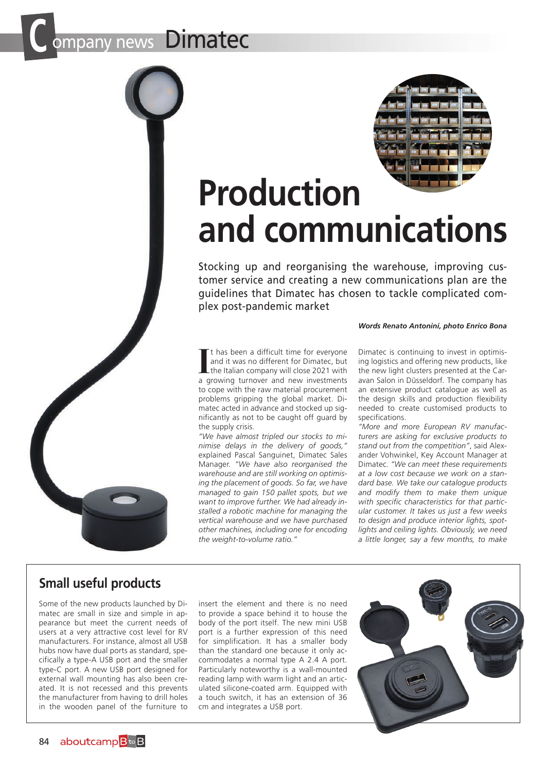# Company news Dimatec

# Production and communications

Stocking up and reorganising the warehouse, improving customer service and creating a new communications plan are the guidelines that Dimatec has chosen to tackle complicated complex post-pandemic market

***Words Renato Antonini, photo Enrico Bona***

It has been a difficult time for everyone and it was no different for Dimatec, but the Italian company will close 2021 with a growing turnover and new investments to cope with the raw material procurement problems gripping the global market. Dimatec acted in advance and stocked up significantly as not to be caught off guard by the supply crisis.

*"We have almost tripled our stocks to minimise delays in the delivery of goods,"* explained Pascal Sanguinet, Dimatec Sales Manager. *"We have also reorganised the warehouse and are still working on optimising the placement of goods. So far, we have managed to gain 150 pallet spots, but we want to improve further. We had already installed a robotic machine for managing the vertical warehouse and we have purchased other machines, including one for encoding the weight-to-volume ratio."*

Dimatec is continuing to invest in optimising logistics and offering new products, like the new light clusters presented at the Caravan Salon in Düsseldorf. The company has an extensive product catalogue as well as the design skills and production flexibility needed to create customised products to specifications.

*"More and more European RV manufacturers are asking for exclusive products to stand out from the competition"*, said Alexander Vohwinkel, Key Account Manager at Dimatec. *"We can meet these requirements at a low cost because we work on a standard base. We take our catalogue products and modify them to make them unique with specific characteristics for that particular customer. It takes us just a few weeks to design and produce interior lights, spotlights and ceiling lights. Obviously, we need a little longer, say a few months, to make*

## Small useful products

Some of the new products launched by Dimatec are small in size and simple in appearance but meet the current needs of users at a very attractive cost level for RV manufacturers. For instance, almost all USB hubs now have dual ports as standard, specifically a type-A USB port and the smaller type-C port. A new USB port designed for external wall mounting has also been created. It is not recessed and this prevents the manufacturer from having to drill holes in the wooden panel of the furniture to insert the element and there is no need to provide a space behind it to house the body of the port itself. The new mini USB port is a further expression of this need for simplification. It has a smaller body than the standard one because it only accommodates a normal type A 2.4 A port. Particularly noteworthy is a wall-mounted reading lamp with warm light and an articulated silicone-coated arm. Equipped with a touch switch, it has an extension of 36 cm and integrates a USB port.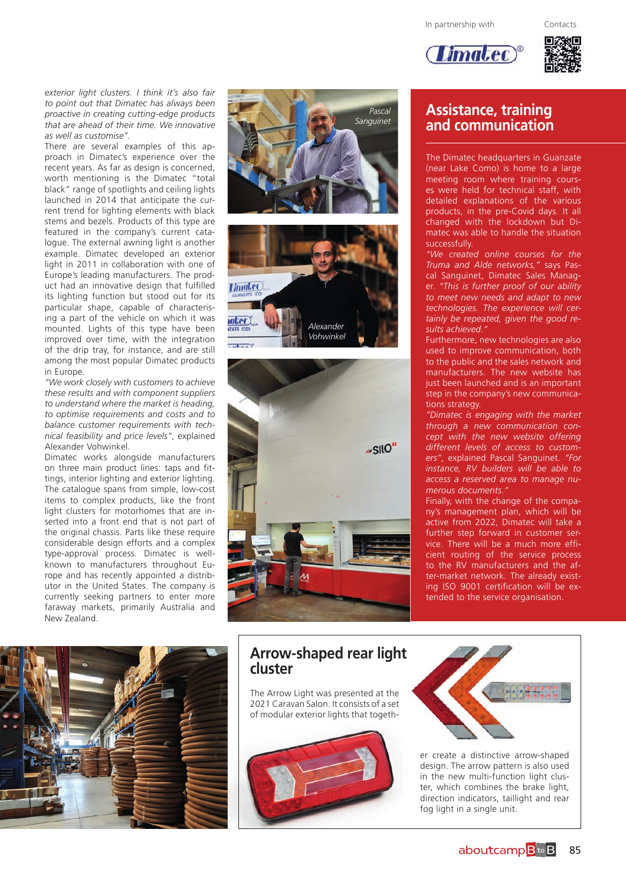In partnership with

Contacts

*exterior light clusters. I think it's also fair to point out that Dimatec has always been proactive in creating cutting-edge products that are ahead of their time. We innovative as well as customise".*

There are several examples of this approach in Dimatec's experience over the recent years. As far as design is concerned, worth mentioning is the Dimatec "total black" range of spotlights and ceiling lights launched in 2014 that anticipate the current trend for lighting elements with black stems and bezels. Products of this type are featured in the company's current catalogue. The external awning light is another example. Dimatec developed an exterior light in 2011 in collaboration with one of Europe's leading manufacturers. The product had an innovative design that fulfilled its lighting function but stood out for its particular shape, capable of characterising a part of the vehicle on which it was mounted. Lights of this type have been improved over time, with the integration of the drip tray, for instance, and are still among the most popular Dimatec products in Europe.

*"We work closely with customers to achieve these results and with component suppliers to understand where the market is heading, to optimise requirements and costs and to balance customer requirements with technical feasibility and price levels"*, explained Alexander Vohwinkel.

Dimatec works alongside manufacturers on three main product lines: taps and fittings, interior lighting and exterior lighting. The catalogue spans from simple, low-cost items to complex products, like the front light clusters for motorhomes that are inserted into a front end that is not part of the original chassis. Parts like these require considerable design efforts and a complex type-approval process. Dimatec is well-known to manufacturers throughout Europe and has recently appointed a distributor in the United States. The company is currently seeking partners to enter more faraway markets, primarily Australia and New Zealand.

*Pascal Sanguinet*

*Alexander Vohwinkel*

## Assistance, training and communication

The Dimatec headquarters in Guanzate (near Lake Como) is home to a large meeting room where training courses were held for technical staff, with detailed explanations of the various products, in the pre-Covid days. It all changed with the lockdown but Dimatec was able to handle the situation successfully.

*"We created online courses for the Truma and Alde networks,"* says Pascal Sanguinet, Dimatec Sales Manager. *"This is further proof of our ability to meet new needs and adapt to new technologies. The experience will certainly be repeated, given the good results achieved."*

Furthermore, new technologies are also used to improve communication, both to the public and the sales network and manufacturers. The new website has just been launched and is an important step in the company's new communications strategy.

*"Dimatec is engaging with the market through a new communication concept with the new website offering different levels of access to customers"*, explained Pascal Sanguinet. *"For instance, RV builders will be able to access a reserved area to manage numerous documents."*

Finally, with the change of the company's management plan, which will be active from 2022, Dimatec will take a further step forward in customer service. There will be a much more efficient routing of the service process to the RV manufacturers and the after-market network. The already existing ISO 9001 certification will be extended to the service organisation.

## Arrow-shaped rear light cluster

The Arrow Light was presented at the 2021 Caravan Salon. It consists of a set of modular exterior lights that together create a distinctive arrow-shaped design. The arrow pattern is also used in the new multi-function light cluster, which combines the brake light, direction indicators, taillight and rear fog light in a single unit.